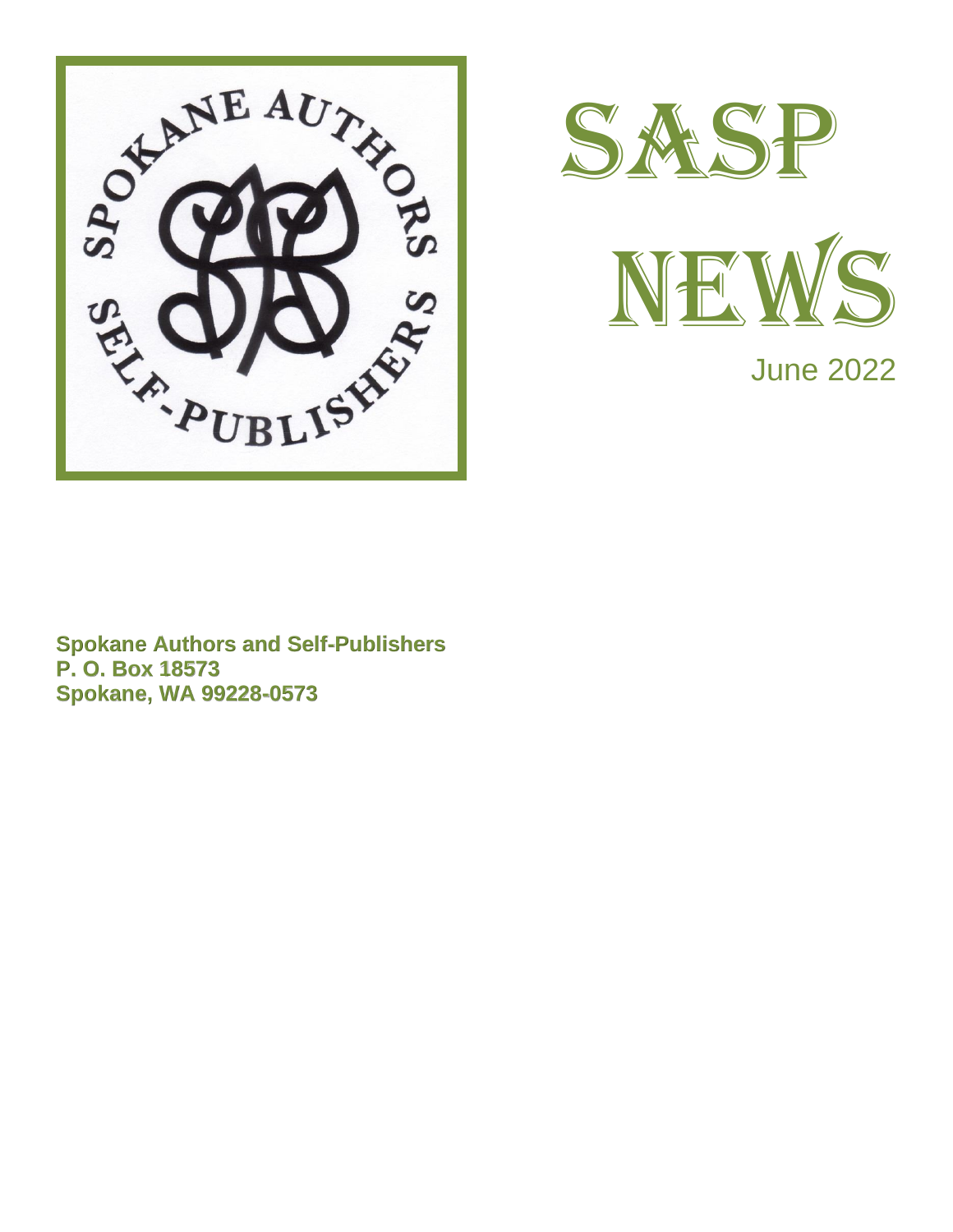# SASP NEWS

June 2022

**Spokane Authors and Self-Publishers**
**P. O. Box 18573**
**Spokane, WA 99228-0573**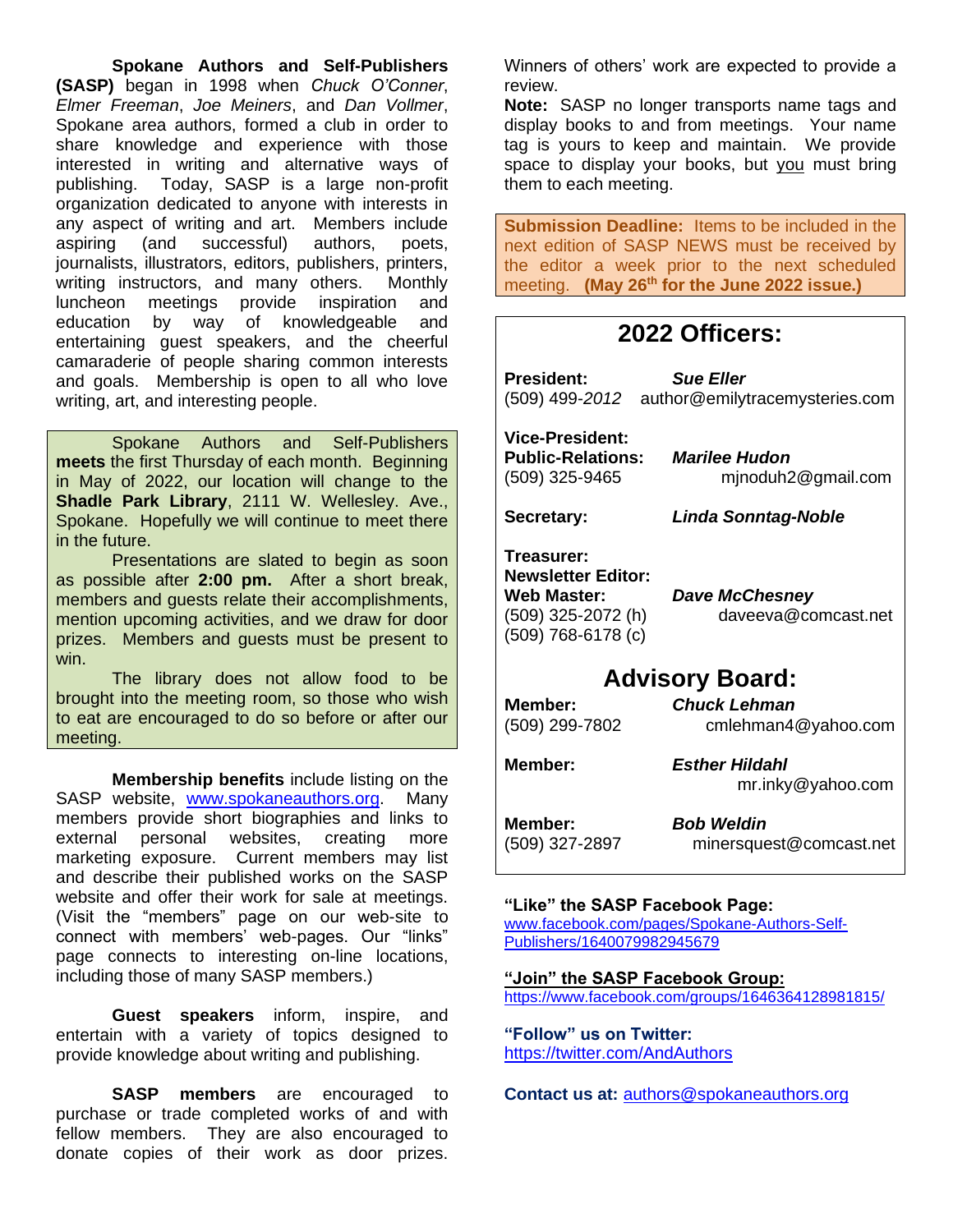**Spokane Authors and Self-Publishers (SASP)** began in 1998 when *Chuck O'Conner*, *Elmer Freeman*, *Joe Meiners*, and *Dan Vollmer*, Spokane area authors, formed a club in order to share knowledge and experience with those interested in writing and alternative ways of publishing. Today, SASP is a large non-profit organization dedicated to anyone with interests in any aspect of writing and art. Members include aspiring (and successful) authors, poets, journalists, illustrators, editors, publishers, printers, writing instructors, and many others. Monthly luncheon meetings provide inspiration and education by way of knowledgeable and entertaining guest speakers, and the cheerful camaraderie of people sharing common interests and goals. Membership is open to all who love writing, art, and interesting people.

Spokane Authors and Self-Publishers **meets** the first Thursday of each month. Beginning in May of 2022, our location will change to the **Shadle Park Library**, 2111 W. Wellesley. Ave., Spokane. Hopefully we will continue to meet there in the future.

Presentations are slated to begin as soon as possible after **2:00 pm.** After a short break, members and guests relate their accomplishments, mention upcoming activities, and we draw for door prizes. Members and guests must be present to win.

The library does not allow food to be brought into the meeting room, so those who wish to eat are encouraged to do so before or after our meeting.

**Membership benefits** include listing on the SASP website, www.spokaneauthors.org. Many members provide short biographies and links to external personal websites, creating more marketing exposure. Current members may list and describe their published works on the SASP website and offer their work for sale at meetings. (Visit the "members" page on our web-site to connect with members' web-pages. Our "links" page connects to interesting on-line locations, including those of many SASP members.)

**Guest speakers** inform, inspire, and entertain with a variety of topics designed to provide knowledge about writing and publishing.

**SASP members** are encouraged to purchase or trade completed works of and with fellow members. They are also encouraged to donate copies of their work as door prizes. Winners of others' work are expected to provide a review.

**Note:** SASP no longer transports name tags and display books to and from meetings. Your name tag is yours to keep and maintain. We provide space to display your books, but you must bring them to each meeting.

**Submission Deadline:** Items to be included in the next edition of SASP NEWS must be received by the editor a week prior to the next scheduled meeting. **(May 26th for the June 2022 issue.)**

## 2022 Officers:

**President:** ***Sue Eller***
(509) 499-*2012* author@emilytracemysteries.com

**Vice-President:**
**Public-Relations:** ***Marilee Hudon***
(509) 325-9465 mjnoduh2@gmail.com

**Secretary:** ***Linda Sonntag-Noble***

**Treasurer:**
**Newsletter Editor:**
**Web Master:** ***Dave McChesney***
(509) 325-2072 (h) daveeva@comcast.net
(509) 768-6178 (c)

## Advisory Board:

**Member:** ***Chuck Lehman***
(509) 299-7802 cmlehman4@yahoo.com

**Member:** ***Esther Hildahl***
mr.inky@yahoo.com

**Member:** ***Bob Weldin***
(509) 327-2897 minersquest@comcast.net

**"Like" the SASP Facebook Page:**
www.facebook.com/pages/Spokane-Authors-Self-Publishers/1640079982945679

**"Join" the SASP Facebook Group:**
https://www.facebook.com/groups/1646364128981815/

**"Follow" us on Twitter:**
https://twitter.com/AndAuthors

**Contact us at:** authors@spokaneauthors.org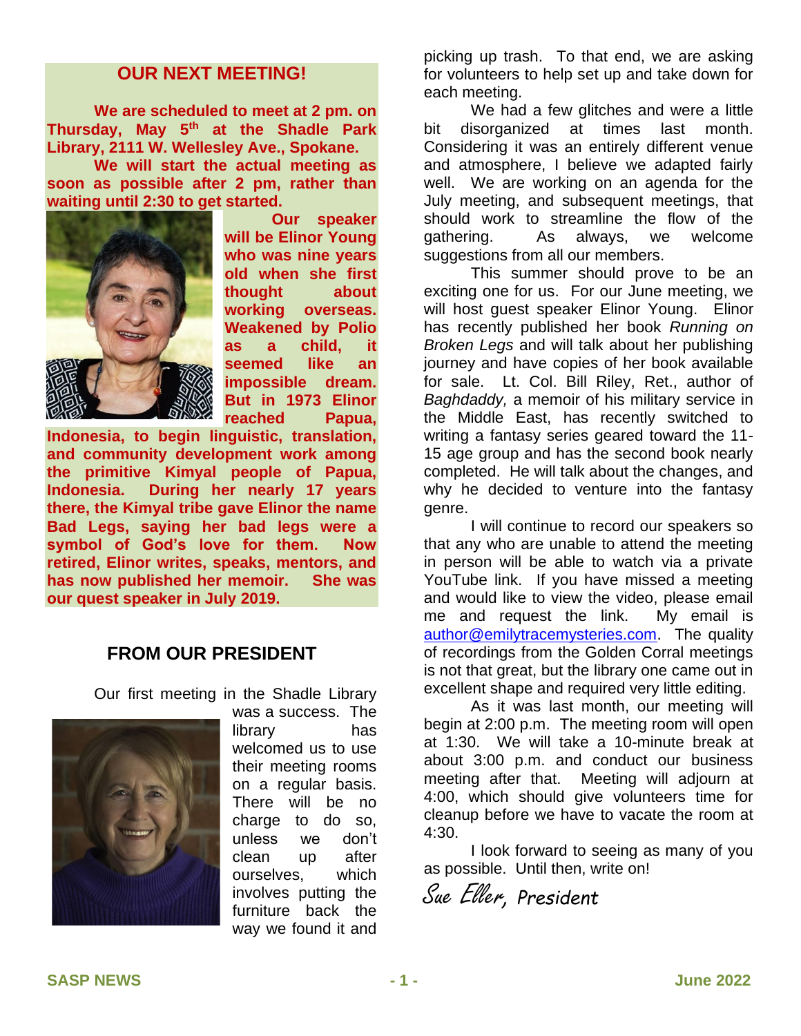## OUR NEXT MEETING!

**We are scheduled to meet at 2 pm. on Thursday, May 5th at the Shadle Park Library, 2111 W. Wellesley Ave., Spokane.**

**We will start the actual meeting as soon as possible after 2 pm, rather than waiting until 2:30 to get started.**

**Our speaker will be Elinor Young who was nine years old when she first thought about working overseas. Weakened by Polio as a child, it seemed like an impossible dream. But in 1973 Elinor reached Papua, Indonesia, to begin linguistic, translation, and community development work among the primitive Kimyal people of Papua, Indonesia. During her nearly 17 years there, the Kimyal tribe gave Elinor the name Bad Legs, saying her bad legs were a symbol of God's love for them. Now retired, Elinor writes, speaks, mentors, and has now published her memoir. She was our quest speaker in July 2019.**

## FROM OUR PRESIDENT

Our first meeting in the Shadle Library was a success. The library has welcomed us to use their meeting rooms on a regular basis. There will be no charge to do so, unless we don't clean up after ourselves, which involves putting the furniture back the way we found it and picking up trash. To that end, we are asking for volunteers to help set up and take down for each meeting.

We had a few glitches and were a little bit disorganized at times last month. Considering it was an entirely different venue and atmosphere, I believe we adapted fairly well. We are working on an agenda for the July meeting, and subsequent meetings, that should work to streamline the flow of the gathering. As always, we welcome suggestions from all our members.

This summer should prove to be an exciting one for us. For our June meeting, we will host guest speaker Elinor Young. Elinor has recently published her book *Running on Broken Legs* and will talk about her publishing journey and have copies of her book available for sale. Lt. Col. Bill Riley, Ret., author of *Baghdaddy,* a memoir of his military service in the Middle East, has recently switched to writing a fantasy series geared toward the 11-15 age group and has the second book nearly completed. He will talk about the changes, and why he decided to venture into the fantasy genre.

I will continue to record our speakers so that any who are unable to attend the meeting in person will be able to watch via a private YouTube link. If you have missed a meeting and would like to view the video, please email me and request the link. My email is author@emilytracemysteries.com. The quality of recordings from the Golden Corral meetings is not that great, but the library one came out in excellent shape and required very little editing.

As it was last month, our meeting will begin at 2:00 p.m. The meeting room will open at 1:30. We will take a 10-minute break at about 3:00 p.m. and conduct our business meeting after that. Meeting will adjourn at 4:00, which should give volunteers time for cleanup before we have to vacate the room at 4:30.

I look forward to seeing as many of you as possible. Until then, write on!

*Sue Eller, President*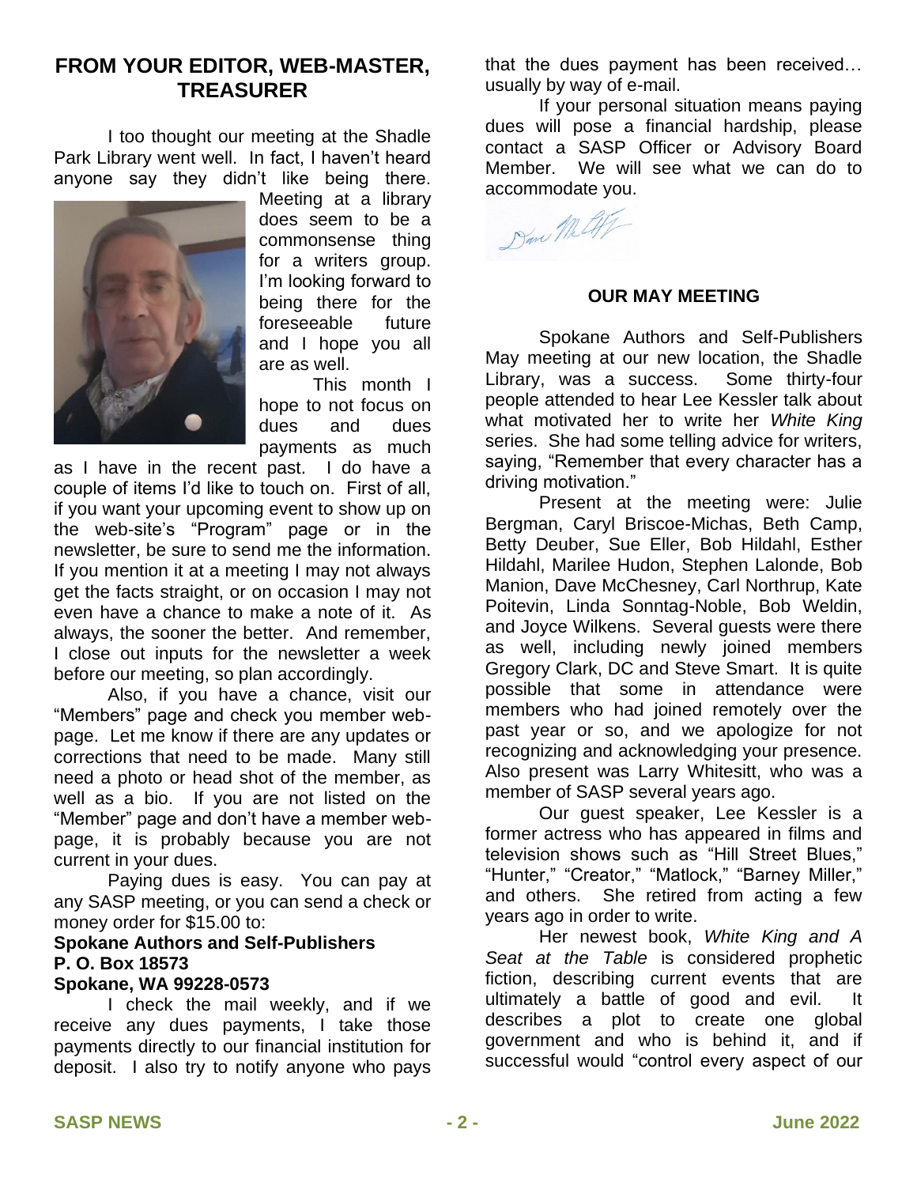## FROM YOUR EDITOR, WEB-MASTER, TREASURER

I too thought our meeting at the Shadle Park Library went well. In fact, I haven't heard anyone say they didn't like being there. Meeting at a library does seem to be a commonsense thing for a writers group. I'm looking forward to being there for the foreseeable future and I hope you all are as well.

This month I hope to not focus on dues and dues payments as much as I have in the recent past. I do have a couple of items I'd like to touch on. First of all, if you want your upcoming event to show up on the web-site's "Program" page or in the newsletter, be sure to send me the information. If you mention it at a meeting I may not always get the facts straight, or on occasion I may not even have a chance to make a note of it. As always, the sooner the better. And remember, I close out inputs for the newsletter a week before our meeting, so plan accordingly.

Also, if you have a chance, visit our "Members" page and check you member web-page. Let me know if there are any updates or corrections that need to be made. Many still need a photo or head shot of the member, as well as a bio. If you are not listed on the "Member" page and don't have a member web-page, it is probably because you are not current in your dues.

Paying dues is easy. You can pay at any SASP meeting, or you can send a check or money order for $15.00 to:

**Spokane Authors and Self-Publishers**
**P. O. Box 18573**
**Spokane, WA 99228-0573**

I check the mail weekly, and if we receive any dues payments, I take those payments directly to our financial institution for deposit. I also try to notify anyone who pays that the dues payment has been received… usually by way of e-mail.

If your personal situation means paying dues will pose a financial hardship, please contact a SASP Officer or Advisory Board Member. We will see what we can do to accommodate you.

Dave McChesney

### OUR MAY MEETING

Spokane Authors and Self-Publishers May meeting at our new location, the Shadle Library, was a success. Some thirty-four people attended to hear Lee Kessler talk about what motivated her to write her *White King* series. She had some telling advice for writers, saying, "Remember that every character has a driving motivation."

Present at the meeting were: Julie Bergman, Caryl Briscoe-Michas, Beth Camp, Betty Deuber, Sue Eller, Bob Hildahl, Esther Hildahl, Marilee Hudon, Stephen Lalonde, Bob Manion, Dave McChesney, Carl Northrup, Kate Poitevin, Linda Sonntag-Noble, Bob Weldin, and Joyce Wilkens. Several guests were there as well, including newly joined members Gregory Clark, DC and Steve Smart. It is quite possible that some in attendance were members who had joined remotely over the past year or so, and we apologize for not recognizing and acknowledging your presence. Also present was Larry Whitesitt, who was a member of SASP several years ago.

Our guest speaker, Lee Kessler is a former actress who has appeared in films and television shows such as "Hill Street Blues," "Hunter," "Creator," "Matlock," "Barney Miller," and others. She retired from acting a few years ago in order to write.

Her newest book, *White King and A Seat at the Table* is considered prophetic fiction, describing current events that are ultimately a battle of good and evil. It describes a plot to create one global government and who is behind it, and if successful would "control every aspect of our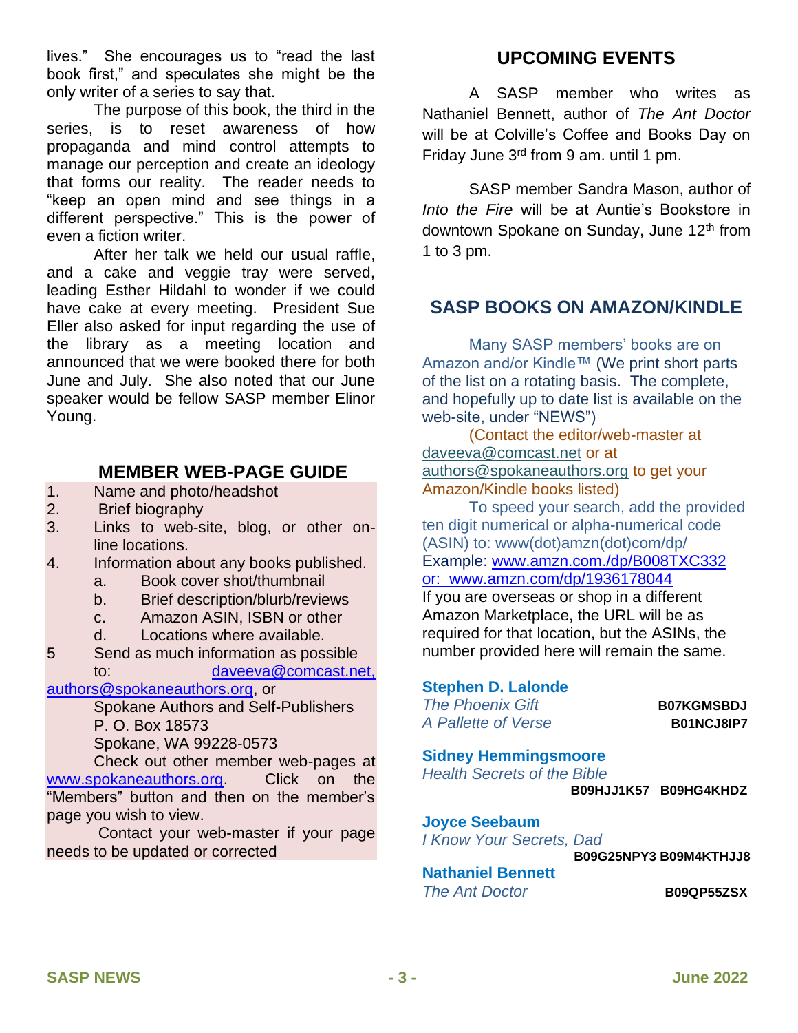lives." She encourages us to "read the last book first," and speculates she might be the only writer of a series to say that.

The purpose of this book, the third in the series, is to reset awareness of how propaganda and mind control attempts to manage our perception and create an ideology that forms our reality. The reader needs to "keep an open mind and see things in a different perspective." This is the power of even a fiction writer.

After her talk we held our usual raffle, and a cake and veggie tray were served, leading Esther Hildahl to wonder if we could have cake at every meeting. President Sue Eller also asked for input regarding the use of the library as a meeting location and announced that we were booked there for both June and July. She also noted that our June speaker would be fellow SASP member Elinor Young.

## MEMBER WEB-PAGE GUIDE

1. Name and photo/headshot
2. Brief biography
3. Links to web-site, blog, or other on-line locations.
4. Information about any books published.
   a. Book cover shot/thumbnail
   b. Brief description/blurb/reviews
   c. Amazon ASIN, ISBN or other
   d. Locations where available.
5. Send as much information as possible to: daveeva@comcast.net, authors@spokaneauthors.org, or
   Spokane Authors and Self-Publishers
   P. O. Box 18573
   Spokane, WA 99228-0573

Check out other member web-pages at www.spokaneauthors.org. Click on the "Members" button and then on the member's page you wish to view.

Contact your web-master if your page needs to be updated or corrected

## UPCOMING EVENTS

A SASP member who writes as Nathaniel Bennett, author of *The Ant Doctor* will be at Colville's Coffee and Books Day on Friday June 3rd from 9 am. until 1 pm.

SASP member Sandra Mason, author of *Into the Fire* will be at Auntie's Bookstore in downtown Spokane on Sunday, June 12th from 1 to 3 pm.

## SASP BOOKS ON AMAZON/KINDLE

Many SASP members' books are on Amazon and/or Kindle™ (We print short parts of the list on a rotating basis. The complete, and hopefully up to date list is available on the web-site, under "NEWS")

(Contact the editor/web-master at daveeva@comcast.net or at authors@spokaneauthors.org to get your Amazon/Kindle books listed)

To speed your search, add the provided ten digit numerical or alpha-numerical code (ASIN) to: www(dot)amzn(dot)com/dp/
Example: www.amzn.com./dp/B008TXC332
or: www.amzn.com/dp/1936178044
If you are overseas or shop in a different Amazon Marketplace, the URL will be as required for that location, but the ASINs, the number provided here will remain the same.

**Stephen D. Lalonde**
*The Phoenix Gift* **B07KGMSBDJ**
*A Pallette of Verse* **B01NCJ8IP7**

**Sidney Hemmingsmoore**
*Health Secrets of the Bible*
**B09HJJ1K57 B09HG4KHDZ**

**Joyce Seebaum**
*I Know Your Secrets, Dad*
**B09G25NPY3 B09M4KTHJJ8**

**Nathaniel Bennett**
*The Ant Doctor* **B09QP55ZSX**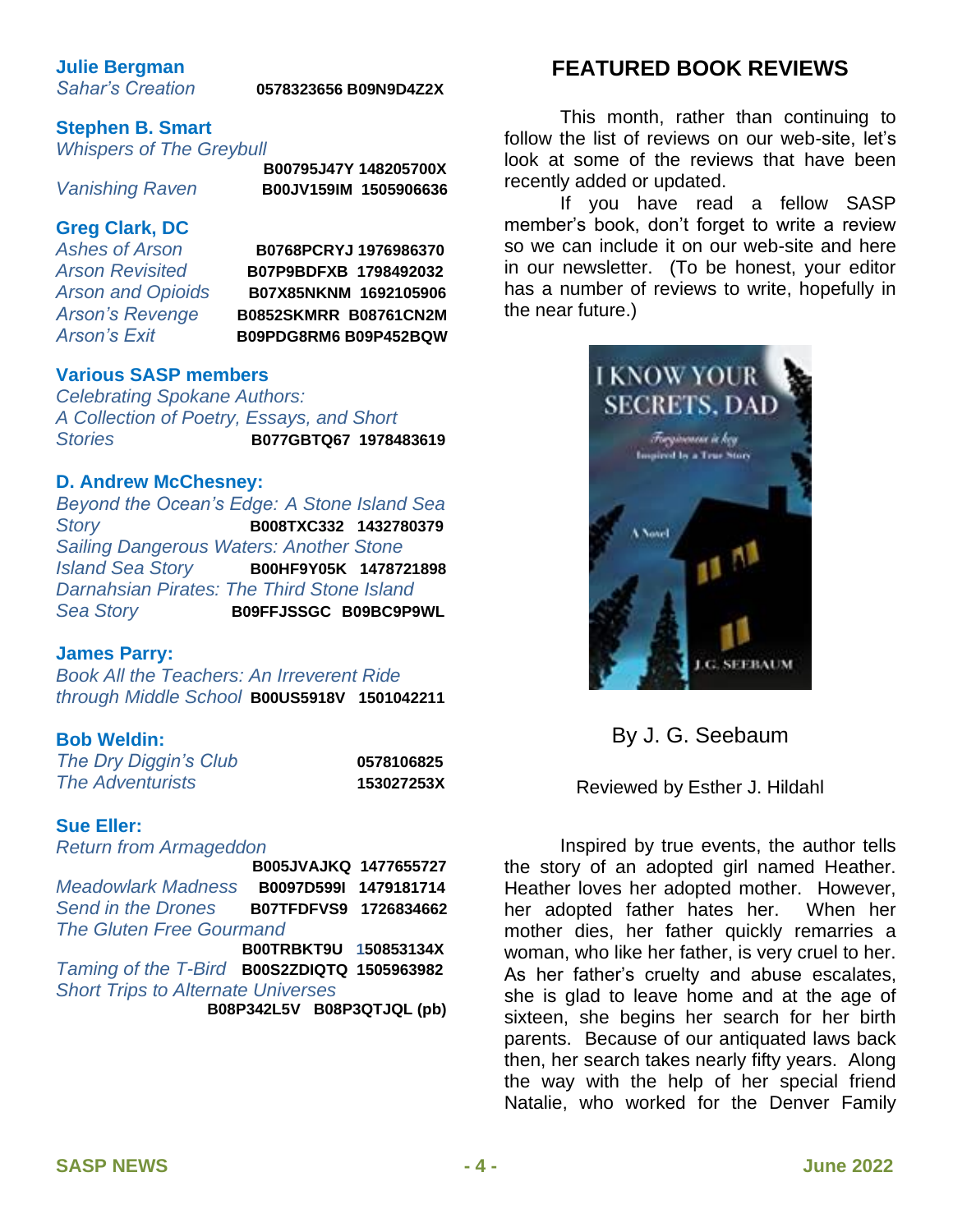**Julie Bergman**

*Sahar's Creation* 0578323656 B09N9D4Z2X

**Stephen B. Smart**

*Whispers of The Greybull* B00795J47Y 148205700X

*Vanishing Raven* B00JV159IM 1505906636

**Greg Clark, DC**

*Ashes of Arson* B0768PCRYJ 1976986370

*Arson Revisited* B07P9BDFXB 1798492032

*Arson and Opioids* B07X85NKNM 1692105906

*Arson's Revenge* B0852SKMRR B08761CN2M

*Arson's Exit* B09PDG8RM6 B09P452BQW

**Various SASP members**

*Celebrating Spokane Authors: A Collection of Poetry, Essays, and Short Stories* B077GBTQ67 1978483619

**D. Andrew McChesney:**

*Beyond the Ocean's Edge: A Stone Island Sea Story* B008TXC332 1432780379

*Sailing Dangerous Waters: Another Stone Island Sea Story* B00HF9Y05K 1478721898

*Darnahsian Pirates: The Third Stone Island Sea Story* B09FFJSSGC B09BC9P9WL

**James Parry:**

*Book All the Teachers: An Irreverent Ride through Middle School* B00US5918V 1501042211

**Bob Weldin:**

*The Dry Diggin's Club* 0578106825

*The Adventurists* 153027253X

**Sue Eller:**

*Return from Armageddon* B005JVAJKQ 1477655727

*Meadowlark Madness* B0097D599I 1479181714

*Send in the Drones* B07TFDFVS9 1726834662

*The Gluten Free Gourmand* B00TRBKT9U 150853134X

*Taming of the T-Bird* B00S2ZDIQTQ 1505963982

*Short Trips to Alternate Universes* B08P342L5V B08P3QTJQL (pb)

## FEATURED BOOK REVIEWS

This month, rather than continuing to follow the list of reviews on our web-site, let's look at some of the reviews that have been recently added or updated.

If you have read a fellow SASP member's book, don't forget to write a review so we can include it on our web-site and here in our newsletter. (To be honest, your editor has a number of reviews to write, hopefully in the near future.)

I KNOW YOUR SECRETS, DAD

By J. G. Seebaum

Reviewed by Esther J. Hildahl

Inspired by true events, the author tells the story of an adopted girl named Heather. Heather loves her adopted mother. However, her adopted father hates her. When her mother dies, her father quickly remarries a woman, who like her father, is very cruel to her. As her father's cruelty and abuse escalates, she is glad to leave home and at the age of sixteen, she begins her search for her birth parents. Because of our antiquated laws back then, her search takes nearly fifty years. Along the way with the help of her special friend Natalie, who worked for the Denver Family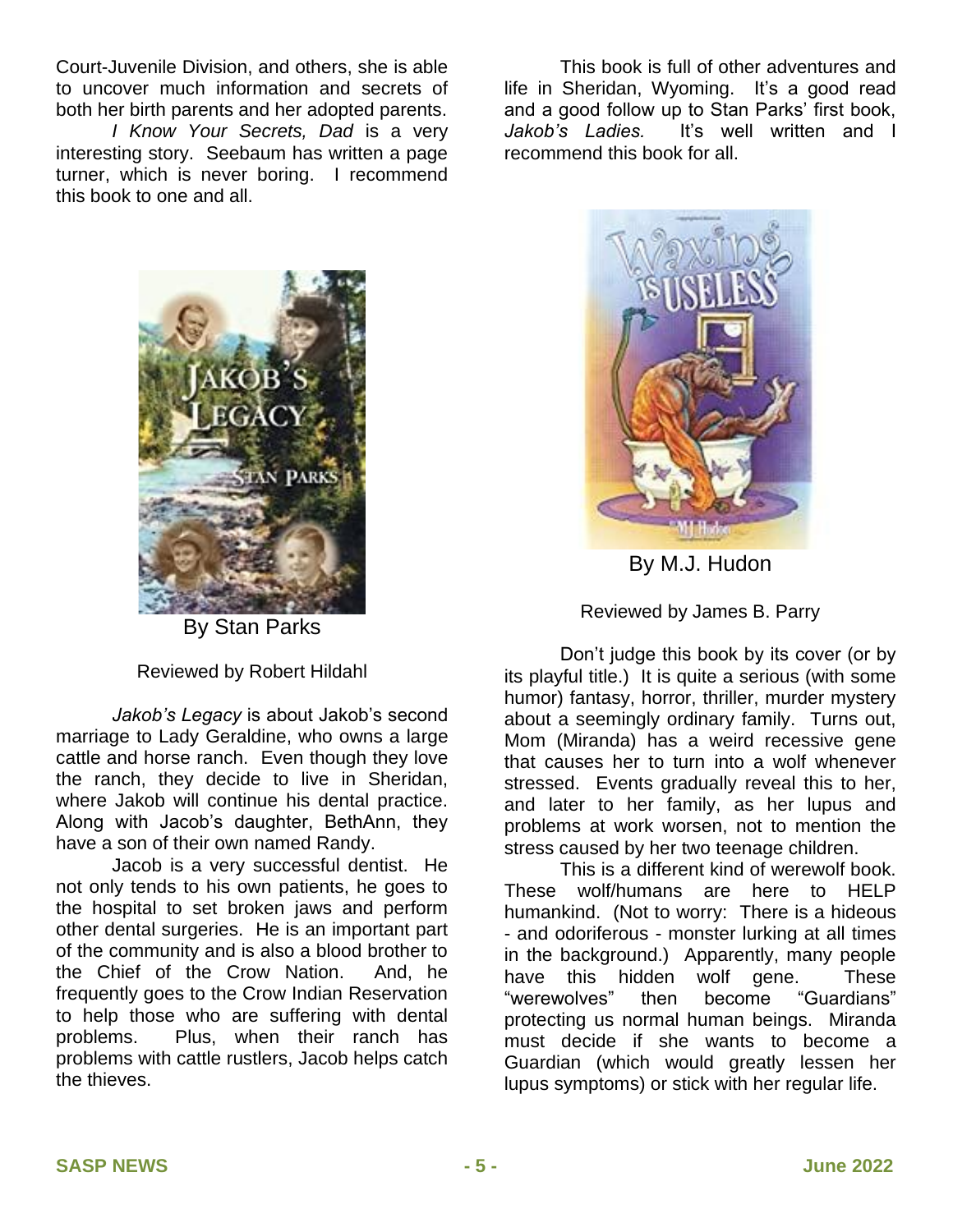Court-Juvenile Division, and others, she is able to uncover much information and secrets of both her birth parents and her adopted parents.

*I Know Your Secrets, Dad* is a very interesting story. Seebaum has written a page turner, which is never boring. I recommend this book to one and all.

By Stan Parks

Reviewed by Robert Hildahl

*Jakob's Legacy* is about Jakob's second marriage to Lady Geraldine, who owns a large cattle and horse ranch. Even though they love the ranch, they decide to live in Sheridan, where Jakob will continue his dental practice. Along with Jacob's daughter, BethAnn, they have a son of their own named Randy.

Jacob is a very successful dentist. He not only tends to his own patients, he goes to the hospital to set broken jaws and perform other dental surgeries. He is an important part of the community and is also a blood brother to the Chief of the Crow Nation. And, he frequently goes to the Crow Indian Reservation to help those who are suffering with dental problems. Plus, when their ranch has problems with cattle rustlers, Jacob helps catch the thieves.

This book is full of other adventures and life in Sheridan, Wyoming. It's a good read and a good follow up to Stan Parks' first book, *Jakob's Ladies.* It's well written and I recommend this book for all.

By M.J. Hudon

Reviewed by James B. Parry

Don't judge this book by its cover (or by its playful title.) It is quite a serious (with some humor) fantasy, horror, thriller, murder mystery about a seemingly ordinary family. Turns out, Mom (Miranda) has a weird recessive gene that causes her to turn into a wolf whenever stressed. Events gradually reveal this to her, and later to her family, as her lupus and problems at work worsen, not to mention the stress caused by her two teenage children.

This is a different kind of werewolf book. These wolf/humans are here to HELP humankind. (Not to worry: There is a hideous - and odoriferous - monster lurking at all times in the background.) Apparently, many people have this hidden wolf gene. These "werewolves" then become "Guardians" protecting us normal human beings. Miranda must decide if she wants to become a Guardian (which would greatly lessen her lupus symptoms) or stick with her regular life.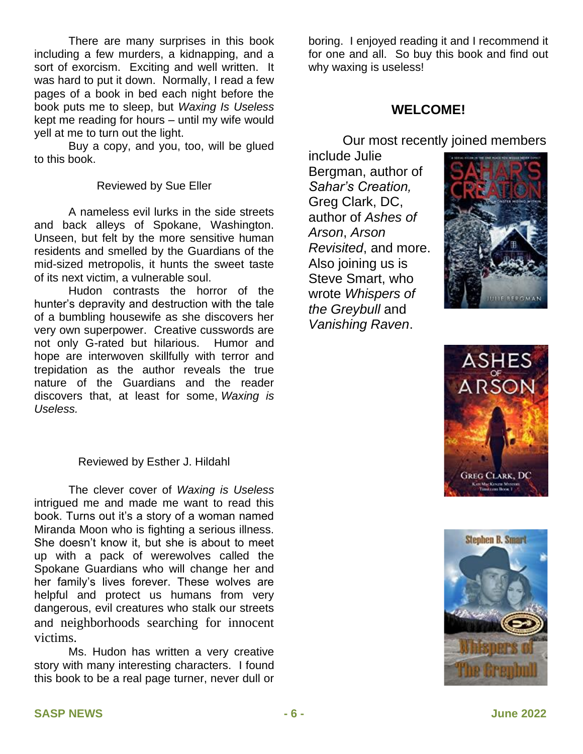There are many surprises in this book including a few murders, a kidnapping, and a sort of exorcism. Exciting and well written. It was hard to put it down. Normally, I read a few pages of a book in bed each night before the book puts me to sleep, but *Waxing Is Useless* kept me reading for hours – until my wife would yell at me to turn out the light.

Buy a copy, and you, too, will be glued to this book.

Reviewed by Sue Eller

A nameless evil lurks in the side streets and back alleys of Spokane, Washington. Unseen, but felt by the more sensitive human residents and smelled by the Guardians of the mid-sized metropolis, it hunts the sweet taste of its next victim, a vulnerable soul.

Hudon contrasts the horror of the hunter's depravity and destruction with the tale of a bumbling housewife as she discovers her very own superpower. Creative cusswords are not only G-rated but hilarious. Humor and hope are interwoven skillfully with terror and trepidation as the author reveals the true nature of the Guardians and the reader discovers that, at least for some, *Waxing is Useless.*

Reviewed by Esther J. Hildahl

The clever cover of *Waxing is Useless* intrigued me and made me want to read this book. Turns out it's a story of a woman named Miranda Moon who is fighting a serious illness. She doesn't know it, but she is about to meet up with a pack of werewolves called the Spokane Guardians who will change her and her family's lives forever. These wolves are helpful and protect us humans from very dangerous, evil creatures who stalk our streets and neighborhoods searching for innocent victims.

Ms. Hudon has written a very creative story with many interesting characters. I found this book to be a real page turner, never dull or boring. I enjoyed reading it and I recommend it for one and all. So buy this book and find out why waxing is useless!

## WELCOME!

Our most recently joined members include Julie Bergman, author of *Sahar's Creation,* Greg Clark, DC, author of *Ashes of Arson*, *Arson Revisited*, and more. Also joining us is Steve Smart, who wrote *Whispers of the Greybull* and *Vanishing Raven*.